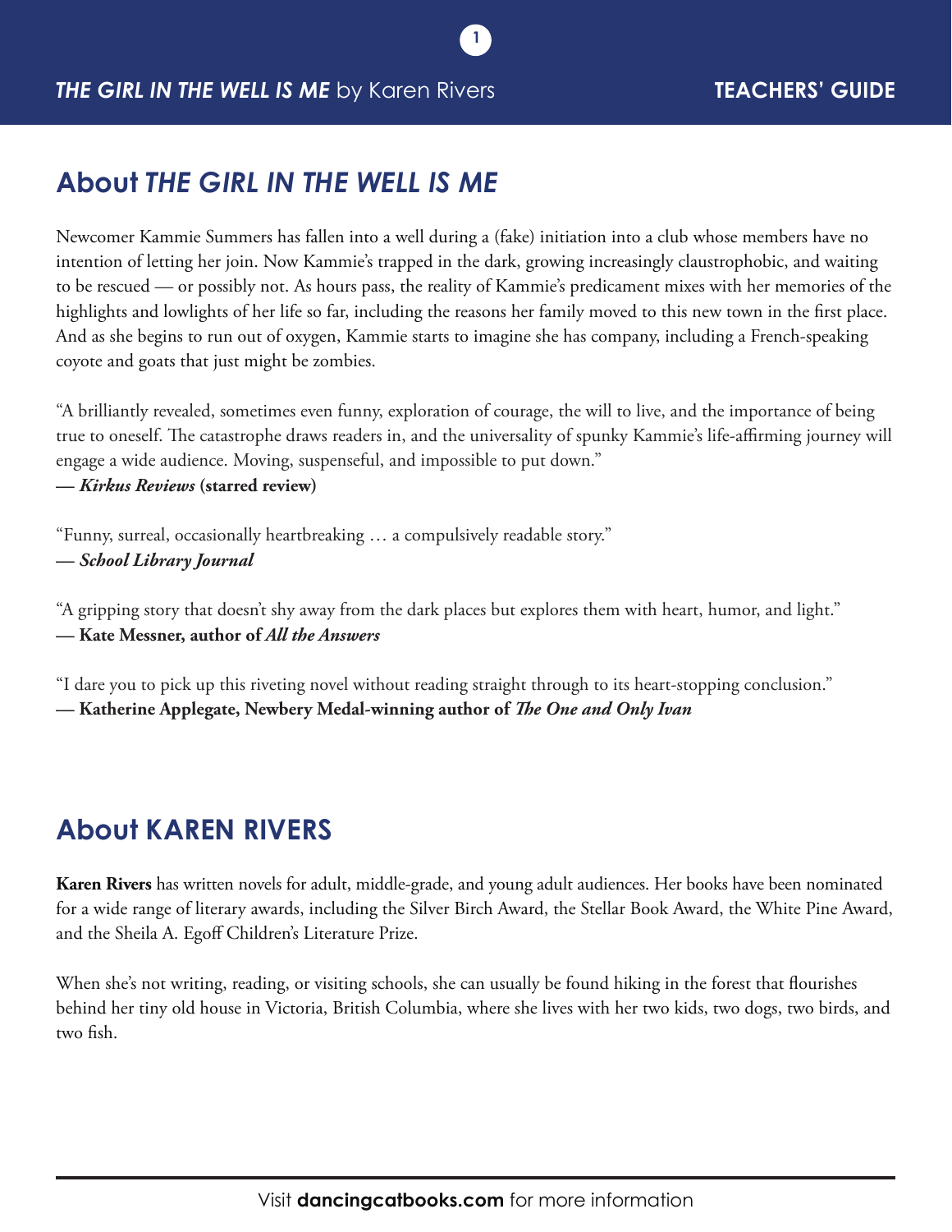## About *THE GIRL IN THE WELL IS ME*

Newcomer Kammie Summers has fallen into a well during a (fake) initiation into a club whose members have no intention of letting her join. Now Kammie's trapped in the dark, growing increasingly claustrophobic, and waiting to be rescued — or possibly not. As hours pass, the reality of Kammie's predicament mixes with her memories of the highlights and lowlights of her life so far, including the reasons her family moved to this new town in the first place. And as she begins to run out of oxygen, Kammie starts to imagine she has company, including a French-speaking coyote and goats that just might be zombies.

"A brilliantly revealed, sometimes even funny, exploration of courage, the will to live, and the importance of being true to oneself. The catastrophe draws readers in, and the universality of spunky Kammie's life-affirming journey will engage a wide audience. Moving, suspenseful, and impossible to put down."
**— *Kirkus Reviews* (starred review)**

"Funny, surreal, occasionally heartbreaking … a compulsively readable story."
**— *School Library Journal***

"A gripping story that doesn't shy away from the dark places but explores them with heart, humor, and light."
**— Kate Messner, author of *All the Answers***

"I dare you to pick up this riveting novel without reading straight through to its heart-stopping conclusion."
**— Katherine Applegate, Newbery Medal-winning author of *The One and Only Ivan***

## About KAREN RIVERS

**Karen Rivers** has written novels for adult, middle-grade, and young adult audiences. Her books have been nominated for a wide range of literary awards, including the Silver Birch Award, the Stellar Book Award, the White Pine Award, and the Sheila A. Egoff Children's Literature Prize.

When she's not writing, reading, or visiting schools, she can usually be found hiking in the forest that flourishes behind her tiny old house in Victoria, British Columbia, where she lives with her two kids, two dogs, two birds, and two fish.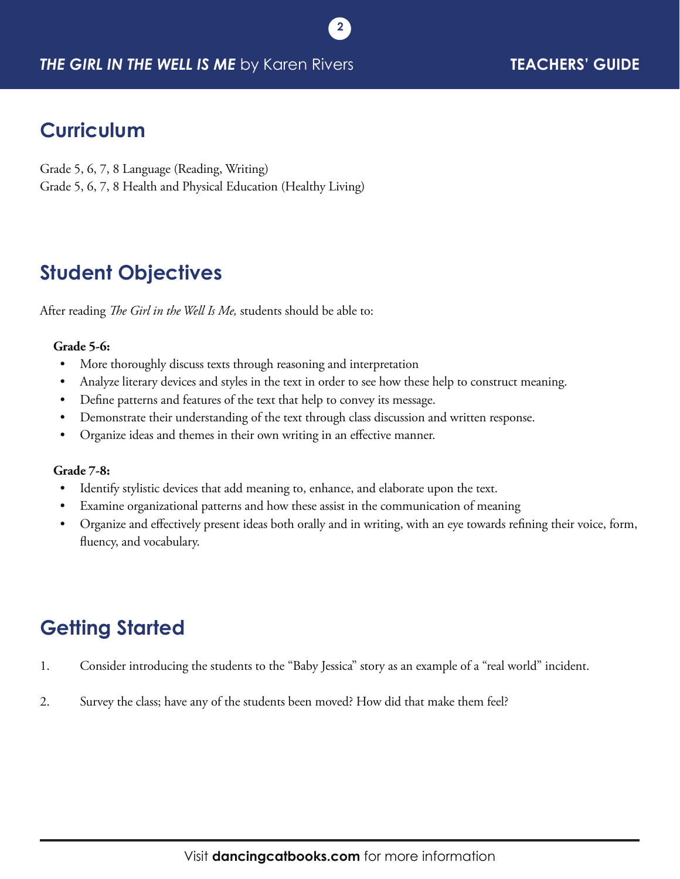## Curriculum

Grade 5, 6, 7, 8 Language (Reading, Writing)
Grade 5, 6, 7, 8 Health and Physical Education (Healthy Living)

## Student Objectives

After reading *The Girl in the Well Is Me,* students should be able to:

**Grade 5-6:**

- More thoroughly discuss texts through reasoning and interpretation
- Analyze literary devices and styles in the text in order to see how these help to construct meaning.
- Define patterns and features of the text that help to convey its message.
- Demonstrate their understanding of the text through class discussion and written response.
- Organize ideas and themes in their own writing in an effective manner.

**Grade 7-8:**

- Identify stylistic devices that add meaning to, enhance, and elaborate upon the text.
- Examine organizational patterns and how these assist in the communication of meaning
- Organize and effectively present ideas both orally and in writing, with an eye towards refining their voice, form, fluency, and vocabulary.

## Getting Started

1. Consider introducing the students to the "Baby Jessica" story as an example of a "real world" incident.

2. Survey the class; have any of the students been moved? How did that make them feel?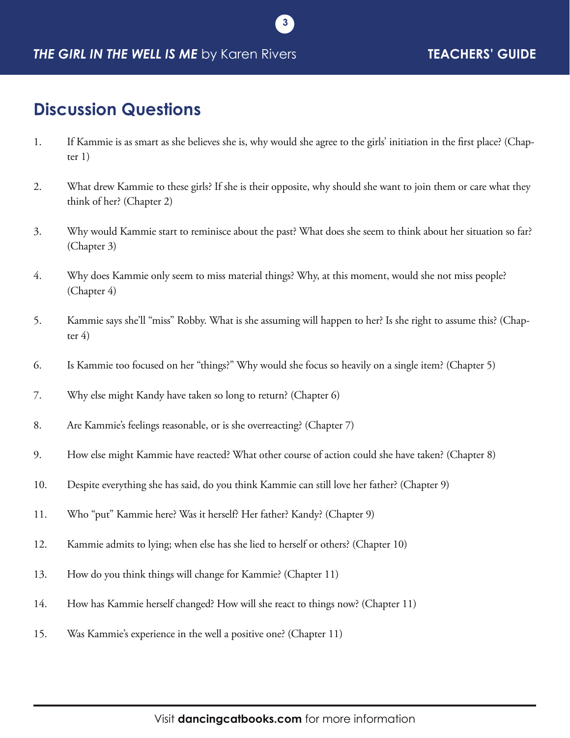## Discussion Questions

1. If Kammie is as smart as she believes she is, why would she agree to the girls' initiation in the first place? (Chapter 1)

2. What drew Kammie to these girls? If she is their opposite, why should she want to join them or care what they think of her? (Chapter 2)

3. Why would Kammie start to reminisce about the past? What does she seem to think about her situation so far? (Chapter 3)

4. Why does Kammie only seem to miss material things? Why, at this moment, would she not miss people? (Chapter 4)

5. Kammie says she'll "miss" Robby. What is she assuming will happen to her? Is she right to assume this? (Chapter 4)

6. Is Kammie too focused on her "things?" Why would she focus so heavily on a single item? (Chapter 5)

7. Why else might Kandy have taken so long to return? (Chapter 6)

8. Are Kammie's feelings reasonable, or is she overreacting? (Chapter 7)

9. How else might Kammie have reacted? What other course of action could she have taken? (Chapter 8)

10. Despite everything she has said, do you think Kammie can still love her father? (Chapter 9)

11. Who "put" Kammie here? Was it herself? Her father? Kandy? (Chapter 9)

12. Kammie admits to lying; when else has she lied to herself or others? (Chapter 10)

13. How do you think things will change for Kammie? (Chapter 11)

14. How has Kammie herself changed? How will she react to things now? (Chapter 11)

15. Was Kammie's experience in the well a positive one? (Chapter 11)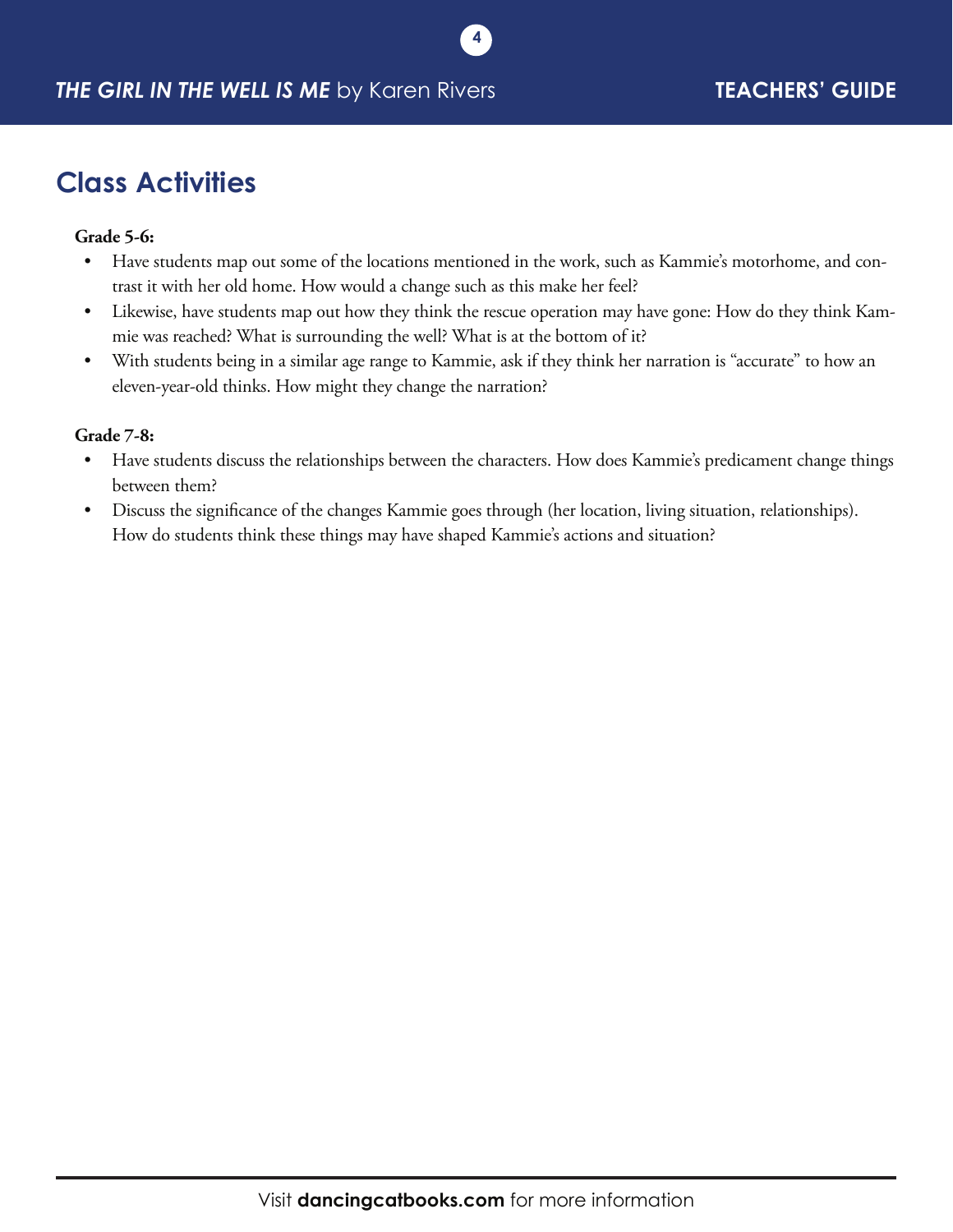## Class Activities

**Grade 5-6:**

- Have students map out some of the locations mentioned in the work, such as Kammie's motorhome, and contrast it with her old home. How would a change such as this make her feel?
- Likewise, have students map out how they think the rescue operation may have gone: How do they think Kammie was reached? What is surrounding the well? What is at the bottom of it?
- With students being in a similar age range to Kammie, ask if they think her narration is "accurate" to how an eleven-year-old thinks. How might they change the narration?

**Grade 7-8:**

- Have students discuss the relationships between the characters. How does Kammie's predicament change things between them?
- Discuss the significance of the changes Kammie goes through (her location, living situation, relationships). How do students think these things may have shaped Kammie's actions and situation?